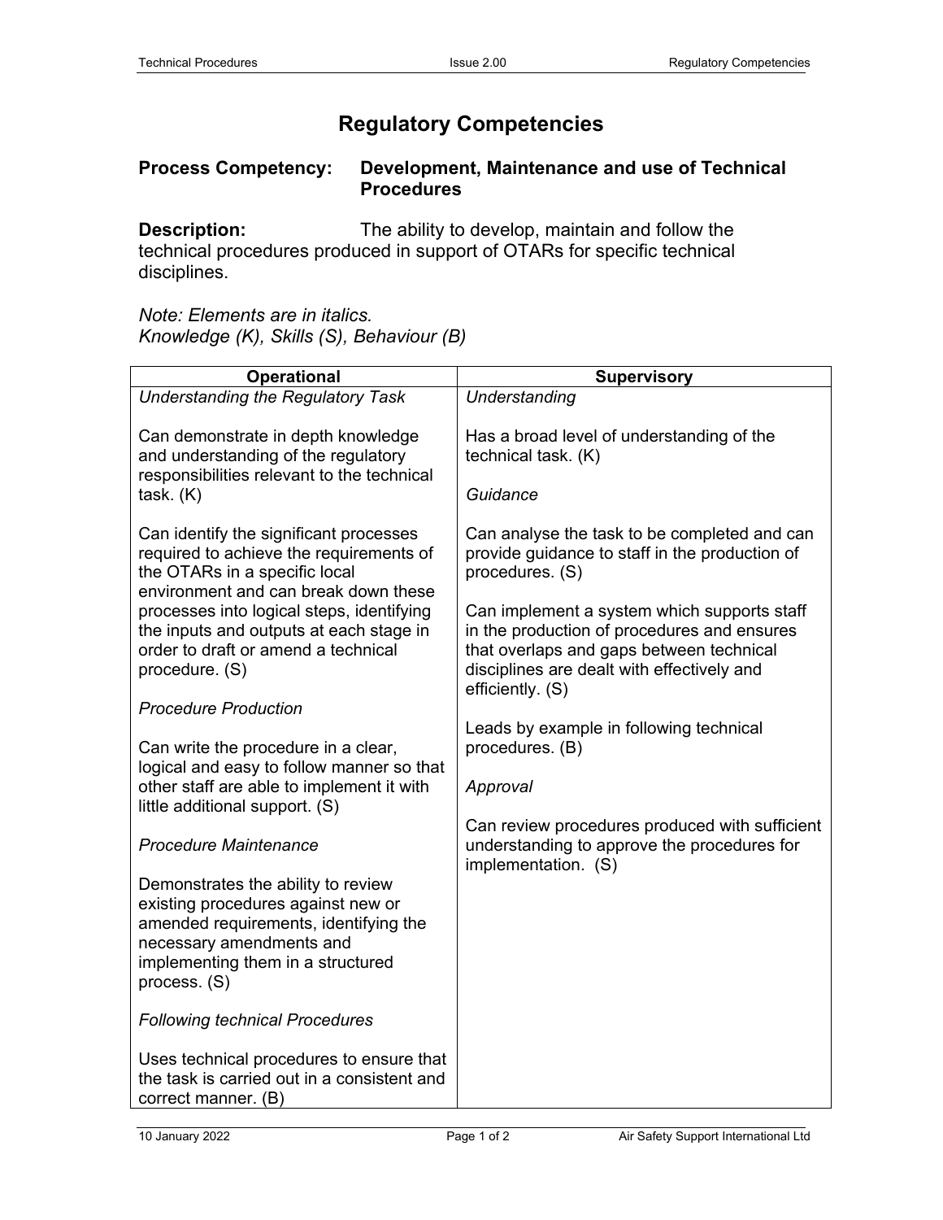# Regulatory Competencies

**Process Competency:** **Development, Maintenance and use of Technical Procedures**

**Description:** The ability to develop, maintain and follow the technical procedures produced in support of OTARs for specific technical disciplines.

*Note: Elements are in italics.*
*Knowledge (K), Skills (S), Behaviour (B)*

| Operational | Supervisory |
|---|---|
| *Understanding the Regulatory Task*<br><br>Can demonstrate in depth knowledge and understanding of the regulatory responsibilities relevant to the technical task. (K)<br><br>Can identify the significant processes required to achieve the requirements of the OTARs in a specific local environment and can break down these processes into logical steps, identifying the inputs and outputs at each stage in order to draft or amend a technical procedure. (S)<br><br>*Procedure Production*<br><br>Can write the procedure in a clear, logical and easy to follow manner so that other staff are able to implement it with little additional support. (S)<br><br>*Procedure Maintenance*<br><br>Demonstrates the ability to review existing procedures against new or amended requirements, identifying the necessary amendments and implementing them in a structured process. (S)<br><br>*Following technical Procedures*<br><br>Uses technical procedures to ensure that the task is carried out in a consistent and correct manner. (B) | *Understanding*<br><br>Has a broad level of understanding of the technical task. (K)<br><br>*Guidance*<br><br>Can analyse the task to be completed and can provide guidance to staff in the production of procedures. (S)<br><br>Can implement a system which supports staff in the production of procedures and ensures that overlaps and gaps between technical disciplines are dealt with effectively and efficiently. (S)<br><br>Leads by example in following technical procedures. (B)<br><br>*Approval*<br><br>Can review procedures produced with sufficient understanding to approve the procedures for implementation. (S) |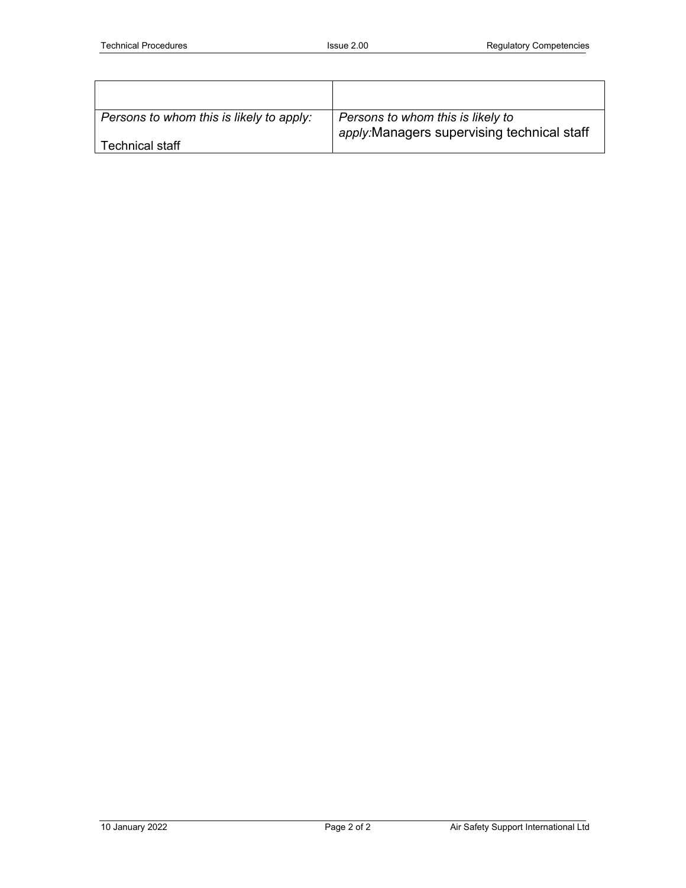| | |
|---|---|
| *Persons to whom this is likely to apply:*<br><br>Technical staff | *Persons to whom this is likely to apply:*Managers supervising technical staff |